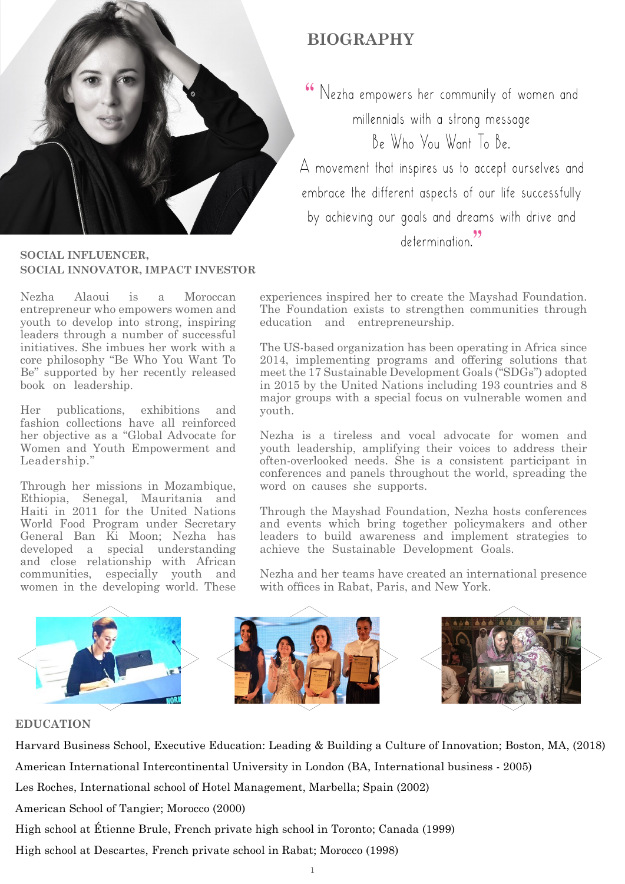# BIOGRAPHY

" Nezha empowers her community of women and millennials with a strong message
Be Who You Want To Be.
A movement that inspires us to accept ourselves and embrace the different aspects of our life successfully by achieving our goals and dreams with drive and determination."

**SOCIAL INFLUENCER,**
**SOCIAL INNOVATOR, IMPACT INVESTOR**

Nezha Alaoui is a Moroccan entrepreneur who empowers women and youth to develop into strong, inspiring leaders through a number of successful initiatives. She imbues her work with a core philosophy "Be Who You Want To Be" supported by her recently released book on leadership.

Her publications, exhibitions and fashion collections have all reinforced her objective as a "Global Advocate for Women and Youth Empowerment and Leadership."

Through her missions in Mozambique, Ethiopia, Senegal, Mauritania and Haiti in 2011 for the United Nations World Food Program under Secretary General Ban Ki Moon; Nezha has developed a special understanding and close relationship with African communities, especially youth and women in the developing world. These experiences inspired her to create the Mayshad Foundation. The Foundation exists to strengthen communities through education and entrepreneurship.

The US-based organization has been operating in Africa since 2014, implementing programs and offering solutions that meet the 17 Sustainable Development Goals ("SDGs") adopted in 2015 by the United Nations including 193 countries and 8 major groups with a special focus on vulnerable women and youth.

Nezha is a tireless and vocal advocate for women and youth leadership, amplifying their voices to address their often-overlooked needs. She is a consistent participant in conferences and panels throughout the world, spreading the word on causes she supports.

Through the Mayshad Foundation, Nezha hosts conferences and events which bring together policymakers and other leaders to build awareness and implement strategies to achieve the Sustainable Development Goals.

Nezha and her teams have created an international presence with offices in Rabat, Paris, and New York.

## EDUCATION

Harvard Business School, Executive Education: Leading & Building a Culture of Innovation; Boston, MA, (2018)

American International Intercontinental University in London (BA, International business - 2005)

Les Roches, International school of Hotel Management, Marbella; Spain (2002)

American School of Tangier; Morocco (2000)

High school at Étienne Brule, French private high school in Toronto; Canada (1999)

High school at Descartes, French private school in Rabat; Morocco (1998)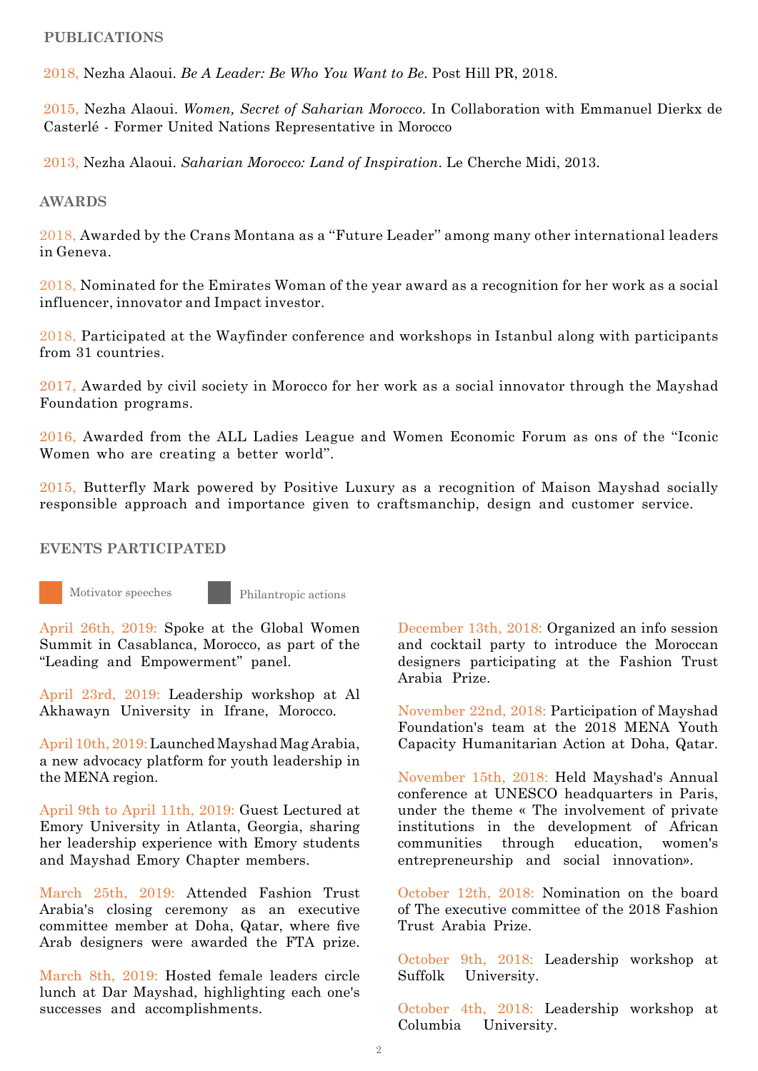## PUBLICATIONS

2018, Nezha Alaoui. *Be A Leader: Be Who You Want to Be*. Post Hill PR, 2018.

2015, Nezha Alaoui. *Women, Secret of Saharian Morocco*. In Collaboration with Emmanuel Dierkx de Casterlé - Former United Nations Representative in Morocco

2013, Nezha Alaoui. *Saharian Morocco: Land of Inspiration*. Le Cherche Midi, 2013.

## AWARDS

2018, Awarded by the Crans Montana as a "Future Leader" among many other international leaders in Geneva.

2018, Nominated for the Emirates Woman of the year award as a recognition for her work as a social influencer, innovator and Impact investor.

2018, Participated at the Wayfinder conference and workshops in Istanbul along with participants from 31 countries.

2017, Awarded by civil society in Morocco for her work as a social innovator through the Mayshad Foundation programs.

2016, Awarded from the ALL Ladies League and Women Economic Forum as ons of the "Iconic Women who are creating a better world".

2015, Butterfly Mark powered by Positive Luxury as a recognition of Maison Mayshad socially responsible approach and importance given to craftsmanchip, design and customer service.

## EVENTS PARTICIPATED

Motivator speeches | Philantropic actions

April 26th, 2019: Spoke at the Global Women Summit in Casablanca, Morocco, as part of the "Leading and Empowerment" panel.

April 23rd, 2019: Leadership workshop at Al Akhawayn University in Ifrane, Morocco.

April 10th, 2019: Launched Mayshad Mag Arabia, a new advocacy platform for youth leadership in the MENA region.

April 9th to April 11th, 2019: Guest Lectured at Emory University in Atlanta, Georgia, sharing her leadership experience with Emory students and Mayshad Emory Chapter members.

March 25th, 2019: Attended Fashion Trust Arabia's closing ceremony as an executive committee member at Doha, Qatar, where five Arab designers were awarded the FTA prize.

March 8th, 2019: Hosted female leaders circle lunch at Dar Mayshad, highlighting each one's successes and accomplishments.

December 13th, 2018: Organized an info session and cocktail party to introduce the Moroccan designers participating at the Fashion Trust Arabia Prize.

November 22nd, 2018: Participation of Mayshad Foundation's team at the 2018 MENA Youth Capacity Humanitarian Action at Doha, Qatar.

November 15th, 2018: Held Mayshad's Annual conference at UNESCO headquarters in Paris, under the theme « The involvement of private institutions in the development of African communities through education, women's entrepreneurship and social innovation».

October 12th, 2018: Nomination on the board of The executive committee of the 2018 Fashion Trust Arabia Prize.

October 9th, 2018: Leadership workshop at Suffolk University.

October 4th, 2018: Leadership workshop at Columbia University.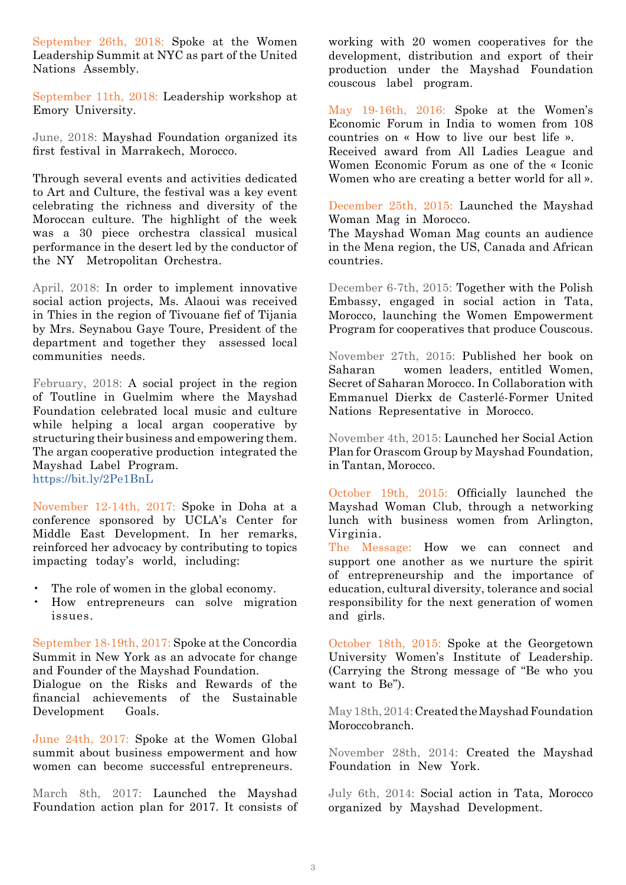September 26th, 2018: Spoke at the Women Leadership Summit at NYC as part of the United Nations Assembly.

September 11th, 2018: Leadership workshop at Emory University.

June, 2018: Mayshad Foundation organized its first festival in Marrakech, Morocco.

Through several events and activities dedicated to Art and Culture, the festival was a key event celebrating the richness and diversity of the Moroccan culture. The highlight of the week was a 30 piece orchestra classical musical performance in the desert led by the conductor of the NY Metropolitan Orchestra.

April, 2018: In order to implement innovative social action projects, Ms. Alaoui was received in Thies in the region of Tivouane fief of Tijania by Mrs. Seynabou Gaye Toure, President of the department and together they assessed local communities needs.

February, 2018: A social project in the region of Toutline in Guelmim where the Mayshad Foundation celebrated local music and culture while helping a local argan cooperative by structuring their business and empowering them. The argan cooperative production integrated the Mayshad Label Program.
https://bit.ly/2Pe1BnL

November 12-14th, 2017: Spoke in Doha at a conference sponsored by UCLA's Center for Middle East Development. In her remarks, reinforced her advocacy by contributing to topics impacting today's world, including:

- The role of women in the global economy.
- How entrepreneurs can solve migration issues.

September 18-19th, 2017: Spoke at the Concordia Summit in New York as an advocate for change and Founder of the Mayshad Foundation.
Dialogue on the Risks and Rewards of the financial achievements of the Sustainable Development Goals.

June 24th, 2017: Spoke at the Women Global summit about business empowerment and how women can become successful entrepreneurs.

March 8th, 2017: Launched the Mayshad Foundation action plan for 2017. It consists of working with 20 women cooperatives for the development, distribution and export of their production under the Mayshad Foundation couscous label program.

May 19-16th, 2016: Spoke at the Women's Economic Forum in India to women from 108 countries on « How to live our best life ».
Received award from All Ladies League and Women Economic Forum as one of the « Iconic Women who are creating a better world for all ».

December 25th, 2015: Launched the Mayshad Woman Mag in Morocco.
The Mayshad Woman Mag counts an audience in the Mena region, the US, Canada and African countries.

December 6-7th, 2015: Together with the Polish Embassy, engaged in social action in Tata, Morocco, launching the Women Empowerment Program for cooperatives that produce Couscous.

November 27th, 2015: Published her book on Saharan women leaders, entitled Women, Secret of Saharan Morocco. In Collaboration with Emmanuel Dierkx de Casterlé-Former United Nations Representative in Morocco.

November 4th, 2015: Launched her Social Action Plan for Orascom Group by Mayshad Foundation, in Tantan, Morocco.

October 19th, 2015: Officially launched the Mayshad Woman Club, through a networking lunch with business women from Arlington, Virginia.
The Message: How we can connect and support one another as we nurture the spirit of entrepreneurship and the importance of education, cultural diversity, tolerance and social responsibility for the next generation of women and girls.

October 18th, 2015: Spoke at the Georgetown University Women's Institute of Leadership. (Carrying the Strong message of "Be who you want to Be").

May 18th, 2014: Created the Mayshad Foundation Morocco branch.

November 28th, 2014: Created the Mayshad Foundation in New York.

July 6th, 2014: Social action in Tata, Morocco organized by Mayshad Development.